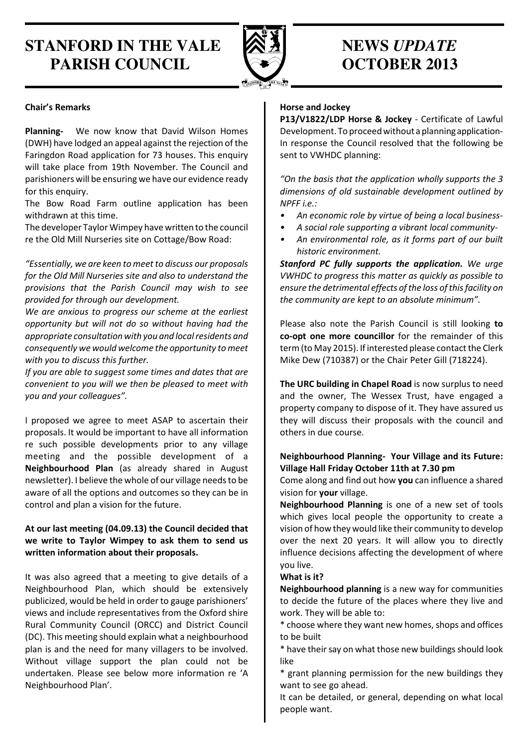# STANFORD IN THE VALE PARISH COUNCIL

# NEWS *UPDATE* OCTOBER 2013

**Chair's Remarks**

**Planning-** We now know that David Wilson Homes (DWH) have lodged an appeal against the rejection of the Faringdon Road application for 73 houses. This enquiry will take place from 19th November. The Council and parishioners will be ensuring we have our evidence ready for this enquiry.

The Bow Road Farm outline application has been withdrawn at this time.

The developer Taylor Wimpey have written to the council re the Old Mill Nurseries site on Cottage/Bow Road:

*"Essentially, we are keen to meet to discuss our proposals for the Old Mill Nurseries site and also to understand the provisions that the Parish Council may wish to see provided for through our development.*

*We are anxious to progress our scheme at the earliest opportunity but will not do so without having had the appropriate consultation with you and local residents and consequently we would welcome the opportunity to meet with you to discuss this further.*

*If you are able to suggest some times and dates that are convenient to you will we then be pleased to meet with you and your colleagues".*

I proposed we agree to meet ASAP to ascertain their proposals. It would be important to have all information re such possible developments prior to any village meeting and the possible development of a **Neighbourhood Plan** (as already shared in August newsletter). I believe the whole of our village needs to be aware of all the options and outcomes so they can be in control and plan a vision for the future.

**At our last meeting (04.09.13) the Council decided that we write to Taylor Wimpey to ask them to send us written information about their proposals.**

It was also agreed that a meeting to give details of a Neighbourhood Plan, which should be extensively publicized, would be held in order to gauge parishioners' views and include representatives from the Oxford shire Rural Community Council (ORCC) and District Council (DC). This meeting should explain what a neighbourhood plan is and the need for many villagers to be involved. Without village support the plan could not be undertaken. Please see below more information re 'A Neighbourhood Plan'.

**Horse and Jockey**

**P13/V1822/LDP Horse & Jockey** - Certificate of Lawful Development. To proceed without a planning application- In response the Council resolved that the following be sent to VWHDC planning:

*"On the basis that the application wholly supports the 3 dimensions of old sustainable development outlined by NPFF i.e.:*

- *An economic role by virtue of being a local business-*
- *A social role supporting a vibrant local community-*
- *An environmental role, as it forms part of our built historic environment.*

***Stanford PC fully supports the application.*** *We urge VWHDC to progress this matter as quickly as possible to ensure the detrimental effects of the loss of this facility on the community are kept to an absolute minimum".*

Please also note the Parish Council is still looking **to co-opt one more councillor** for the remainder of this term (to May 2015). If interested please contact the Clerk Mike Dew (710387) or the Chair Peter Gill (718224).

**The URC building in Chapel Road** is now surplus to need and the owner, The Wessex Trust, have engaged a property company to dispose of it. They have assured us they will discuss their proposals with the council and others in due course.

**Neighbourhood Planning- Your Village and its Future: Village Hall Friday October 11th at 7.30 pm**

Come along and find out how **you** can influence a shared vision for **your** village.

**Neighbourhood Planning** is one of a new set of tools which gives local people the opportunity to create a vision of how they would like their community to develop over the next 20 years. It will allow you to directly influence decisions affecting the development of where you live.

**What is it?**

**Neighbourhood planning** is a new way for communities to decide the future of the places where they live and work. They will be able to:

* choose where they want new homes, shops and offices to be built

* have their say on what those new buildings should look like

* grant planning permission for the new buildings they want to see go ahead.

It can be detailed, or general, depending on what local people want.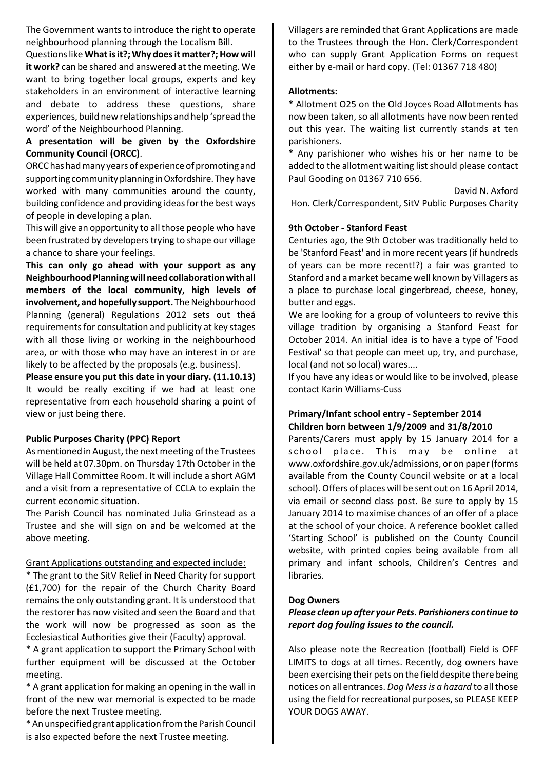The Government wants to introduce the right to operate neighbourhood planning through the Localism Bill.

Questions like **What is it?; Why does it matter?; How will it work?** can be shared and answered at the meeting. We want to bring together local groups, experts and key stakeholders in an environment of interactive learning and debate to address these questions, share experiences, build new relationships and help 'spread the word' of the Neighbourhood Planning.

**A presentation will be given by the Oxfordshire Community Council (ORCC)**.

ORCC has had many years of experience of promoting and supporting community planning in Oxfordshire. They have worked with many communities around the county, building confidence and providing ideas for the best ways of people in developing a plan.

This will give an opportunity to all those people who have been frustrated by developers trying to shape our village a chance to share your feelings.

**This can only go ahead with your support as any Neighbourhood Planning will need collaboration with all members of the local community, high levels of involvement, and hopefully support.** The Neighbourhood Planning (general) Regulations 2012 sets out theá requirements for consultation and publicity at key stages with all those living or working in the neighbourhood area, or with those who may have an interest in or are likely to be affected by the proposals (e.g. business).

**Please ensure you put this date in your diary. (11.10.13)** It would be really exciting if we had at least one representative from each household sharing a point of view or just being there.

**Public Purposes Charity (PPC) Report**

As mentioned in August, the next meeting of the Trustees will be held at 07.30pm. on Thursday 17th October in the Village Hall Committee Room. It will include a short AGM and a visit from a representative of CCLA to explain the current economic situation.

The Parish Council has nominated Julia Grinstead as a Trustee and she will sign on and be welcomed at the above meeting.

Grant Applications outstanding and expected include:

* The grant to the SitV Relief in Need Charity for support (£1,700) for the repair of the Church Charity Board remains the only outstanding grant. It is understood that the restorer has now visited and seen the Board and that the work will now be progressed as soon as the Ecclesiastical Authorities give their (Faculty) approval.

* A grant application to support the Primary School with further equipment will be discussed at the October meeting.

* A grant application for making an opening in the wall in front of the new war memorial is expected to be made before the next Trustee meeting.

* An unspecified grant application from the Parish Council is also expected before the next Trustee meeting.

Villagers are reminded that Grant Applications are made to the Trustees through the Hon. Clerk/Correspondent who can supply Grant Application Forms on request either by e-mail or hard copy. (Tel: 01367 718 480)

**Allotments:**

* Allotment O25 on the Old Joyces Road Allotments has now been taken, so all allotments have now been rented out this year. The waiting list currently stands at ten parishioners.

* Any parishioner who wishes his or her name to be added to the allotment waiting list should please contact Paul Gooding on 01367 710 656.

David N. Axford
Hon. Clerk/Correspondent, SitV Public Purposes Charity

**9th October - Stanford Feast**

Centuries ago, the 9th October was traditionally held to be 'Stanford Feast' and in more recent years (if hundreds of years can be more recent!?) a fair was granted to Stanford and a market became well known by Villagers as a place to purchase local gingerbread, cheese, honey, butter and eggs.

We are looking for a group of volunteers to revive this village tradition by organising a Stanford Feast for October 2014. An initial idea is to have a type of 'Food Festival' so that people can meet up, try, and purchase, local (and not so local) wares....

If you have any ideas or would like to be involved, please contact Karin Williams-Cuss

**Primary/Infant school entry - September 2014**
**Children born between 1/9/2009 and 31/8/2010**

Parents/Carers must apply by 15 January 2014 for a school place. This may be online at www.oxfordshire.gov.uk/admissions, or on paper (forms available from the County Council website or at a local school). Offers of places will be sent out on 16 April 2014, via email or second class post. Be sure to apply by 15 January 2014 to maximise chances of an offer of a place at the school of your choice. A reference booklet called 'Starting School' is published on the County Council website, with printed copies being available from all primary and infant schools, Children's Centres and libraries.

**Dog Owners**

***Please clean up after your Pets. Parishioners continue to report dog fouling issues to the council.***

Also please note the Recreation (football) Field is OFF LIMITS to dogs at all times. Recently, dog owners have been exercising their pets on the field despite there being notices on all entrances. *Dog Mess is a hazard* to all those using the field for recreational purposes, so PLEASE KEEP YOUR DOGS AWAY.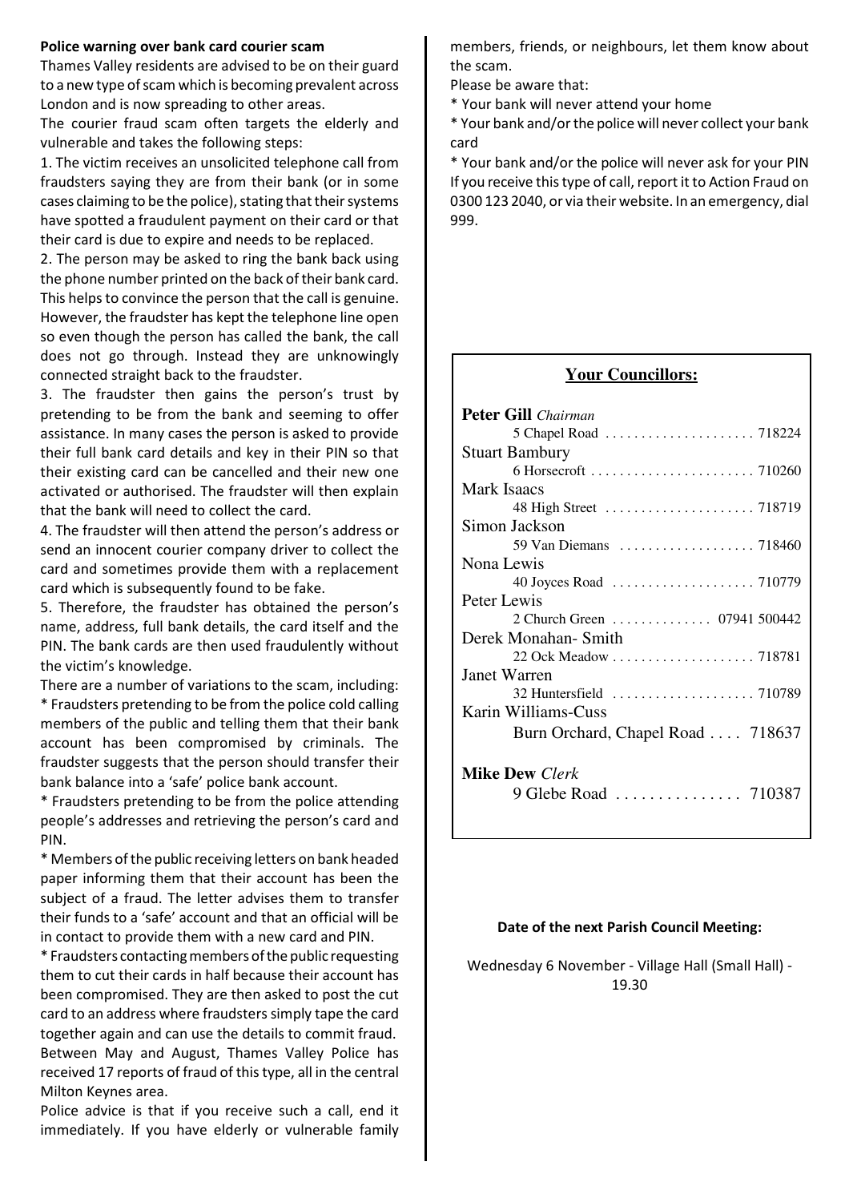**Police warning over bank card courier scam**

Thames Valley residents are advised to be on their guard to a new type of scam which is becoming prevalent across London and is now spreading to other areas.

The courier fraud scam often targets the elderly and vulnerable and takes the following steps:

1. The victim receives an unsolicited telephone call from fraudsters saying they are from their bank (or in some cases claiming to be the police), stating that their systems have spotted a fraudulent payment on their card or that their card is due to expire and needs to be replaced.

2. The person may be asked to ring the bank back using the phone number printed on the back of their bank card. This helps to convince the person that the call is genuine. However, the fraudster has kept the telephone line open so even though the person has called the bank, the call does not go through. Instead they are unknowingly connected straight back to the fraudster.

3. The fraudster then gains the person's trust by pretending to be from the bank and seeming to offer assistance. In many cases the person is asked to provide their full bank card details and key in their PIN so that their existing card can be cancelled and their new one activated or authorised. The fraudster will then explain that the bank will need to collect the card.

4. The fraudster will then attend the person's address or send an innocent courier company driver to collect the card and sometimes provide them with a replacement card which is subsequently found to be fake.

5. Therefore, the fraudster has obtained the person's name, address, full bank details, the card itself and the PIN. The bank cards are then used fraudulently without the victim's knowledge.

There are a number of variations to the scam, including:

* Fraudsters pretending to be from the police cold calling members of the public and telling them that their bank account has been compromised by criminals. The fraudster suggests that the person should transfer their bank balance into a 'safe' police bank account.
* Fraudsters pretending to be from the police attending people's addresses and retrieving the person's card and PIN.
* Members of the public receiving letters on bank headed paper informing them that their account has been the subject of a fraud. The letter advises them to transfer their funds to a 'safe' account and that an official will be in contact to provide them with a new card and PIN.
* Fraudsters contacting members of the public requesting them to cut their cards in half because their account has been compromised. They are then asked to post the cut card to an address where fraudsters simply tape the card together again and can use the details to commit fraud.

Between May and August, Thames Valley Police has received 17 reports of fraud of this type, all in the central Milton Keynes area.

Police advice is that if you receive such a call, end it immediately. If you have elderly or vulnerable family members, friends, or neighbours, let them know about the scam.

Please be aware that:

* Your bank will never attend your home
* Your bank and/or the police will never collect your bank card
* Your bank and/or the police will never ask for your PIN

If you receive this type of call, report it to Action Fraud on 0300 123 2040, or via their website. In an emergency, dial 999.

## Your Councillors:

**Peter Gill** *Chairman*
5 Chapel Road .................... 718224

Stuart Bambury
6 Horsecroft ...................... 710260

Mark Isaacs
48 High Street .................... 718719

Simon Jackson
59 Van Diemans .................. 718460

Nona Lewis
40 Joyces Road ................... 710779

Peter Lewis
2 Church Green ............. 07941 500442

Derek Monahan- Smith
22 Ock Meadow .................. 718781

Janet Warren
32 Huntersfield ................... 710789

Karin Williams-Cuss
Burn Orchard, Chapel Road .... 718637

**Mike Dew** *Clerk*
9 Glebe Road ............... 710387

**Date of the next Parish Council Meeting:**

Wednesday 6 November - Village Hall (Small Hall) - 19.30